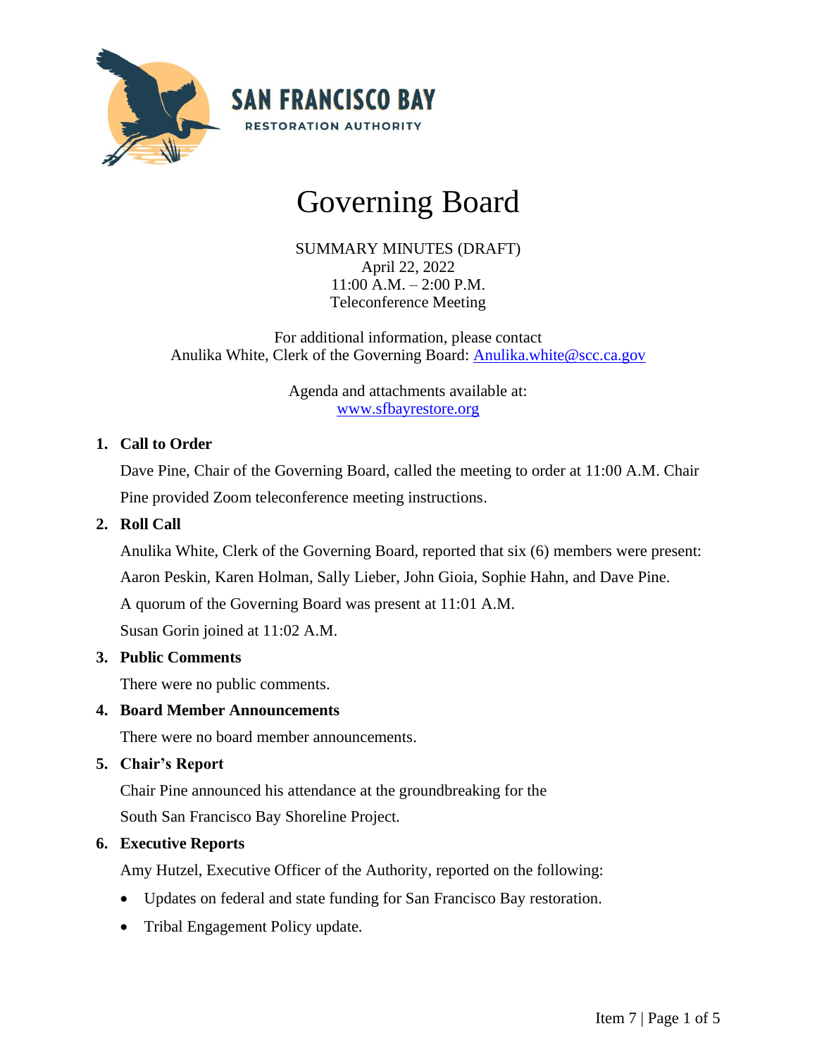SAN FRANCISCO BAY

RESTORATION AUTHORITY

# Governing Board

SUMMARY MINUTES (DRAFT)
April 22, 2022
11:00 A.M. – 2:00 P.M.
Teleconference Meeting

For additional information, please contact
Anulika White, Clerk of the Governing Board: [Anulika.white@scc.ca.gov](mailto:Anulika.white@scc.ca.gov)

Agenda and attachments available at:
[www.sfbayrestore.org](http://www.sfbayrestore.org)

## 1. Call to Order

Dave Pine, Chair of the Governing Board, called the meeting to order at 11:00 A.M. Chair Pine provided Zoom teleconference meeting instructions.

## 2. Roll Call

Anulika White, Clerk of the Governing Board, reported that six (6) members were present: Aaron Peskin, Karen Holman, Sally Lieber, John Gioia, Sophie Hahn, and Dave Pine.

A quorum of the Governing Board was present at 11:01 A.M.

Susan Gorin joined at 11:02 A.M.

## 3. Public Comments

There were no public comments.

## 4. Board Member Announcements

There were no board member announcements.

## 5. Chair's Report

Chair Pine announced his attendance at the groundbreaking for the South San Francisco Bay Shoreline Project.

## 6. Executive Reports

Amy Hutzel, Executive Officer of the Authority, reported on the following:

- Updates on federal and state funding for San Francisco Bay restoration.
- Tribal Engagement Policy update.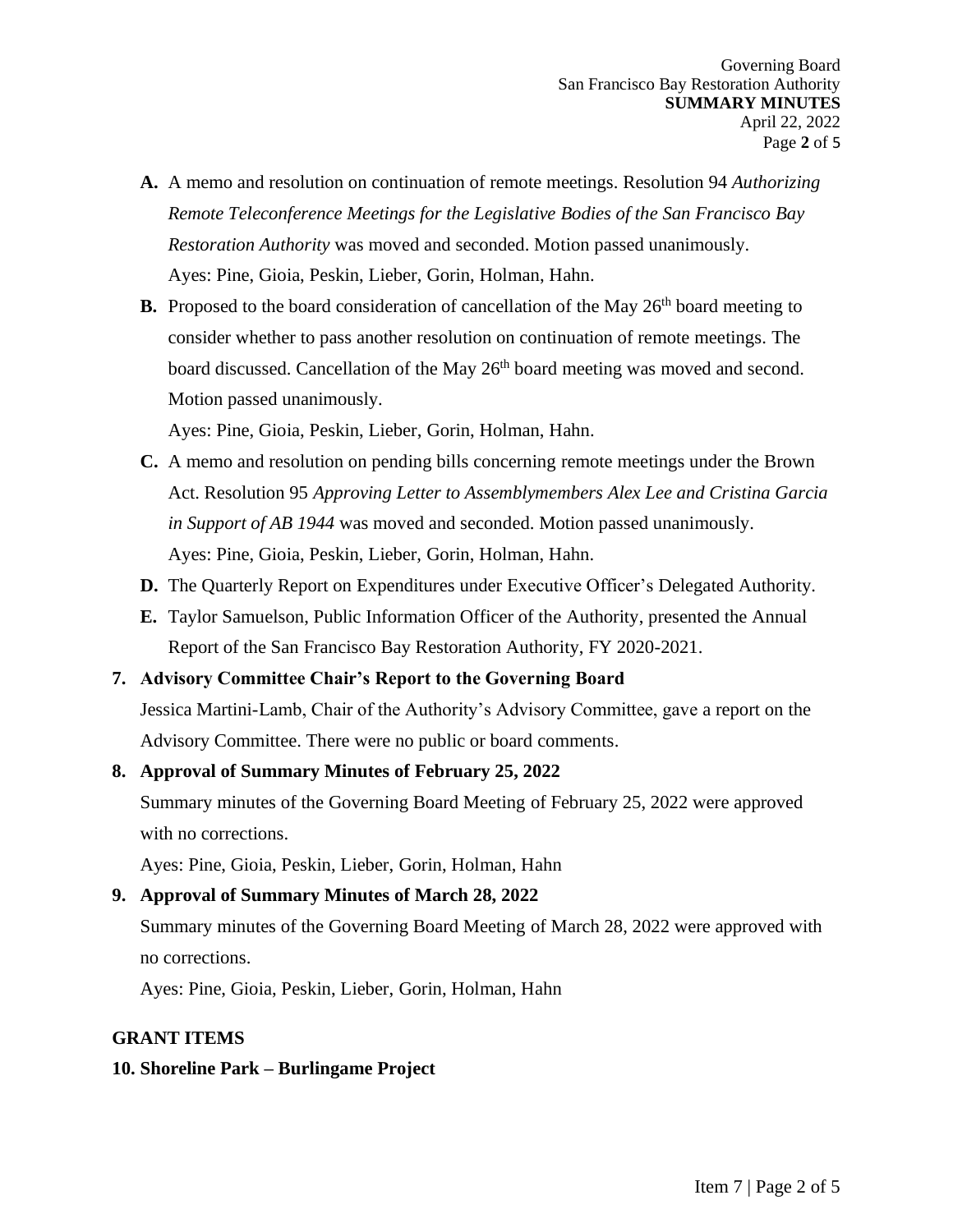A. A memo and resolution on continuation of remote meetings. Resolution 94 *Authorizing Remote Teleconference Meetings for the Legislative Bodies of the San Francisco Bay Restoration Authority* was moved and seconded. Motion passed unanimously.
   Ayes: Pine, Gioia, Peskin, Lieber, Gorin, Holman, Hahn.

B. Proposed to the board consideration of cancellation of the May 26th board meeting to consider whether to pass another resolution on continuation of remote meetings. The board discussed. Cancellation of the May 26th board meeting was moved and second. Motion passed unanimously.
   Ayes: Pine, Gioia, Peskin, Lieber, Gorin, Holman, Hahn.

C. A memo and resolution on pending bills concerning remote meetings under the Brown Act. Resolution 95 *Approving Letter to Assemblymembers Alex Lee and Cristina Garcia in Support of AB 1944* was moved and seconded. Motion passed unanimously.
   Ayes: Pine, Gioia, Peskin, Lieber, Gorin, Holman, Hahn.

D. The Quarterly Report on Expenditures under Executive Officer's Delegated Authority.

E. Taylor Samuelson, Public Information Officer of the Authority, presented the Annual Report of the San Francisco Bay Restoration Authority, FY 2020-2021.

**7. Advisory Committee Chair's Report to the Governing Board**

Jessica Martini-Lamb, Chair of the Authority's Advisory Committee, gave a report on the Advisory Committee. There were no public or board comments.

**8. Approval of Summary Minutes of February 25, 2022**

Summary minutes of the Governing Board Meeting of February 25, 2022 were approved with no corrections.

Ayes: Pine, Gioia, Peskin, Lieber, Gorin, Holman, Hahn

**9. Approval of Summary Minutes of March 28, 2022**

Summary minutes of the Governing Board Meeting of March 28, 2022 were approved with no corrections.

Ayes: Pine, Gioia, Peskin, Lieber, Gorin, Holman, Hahn

**GRANT ITEMS**

**10. Shoreline Park – Burlingame Project**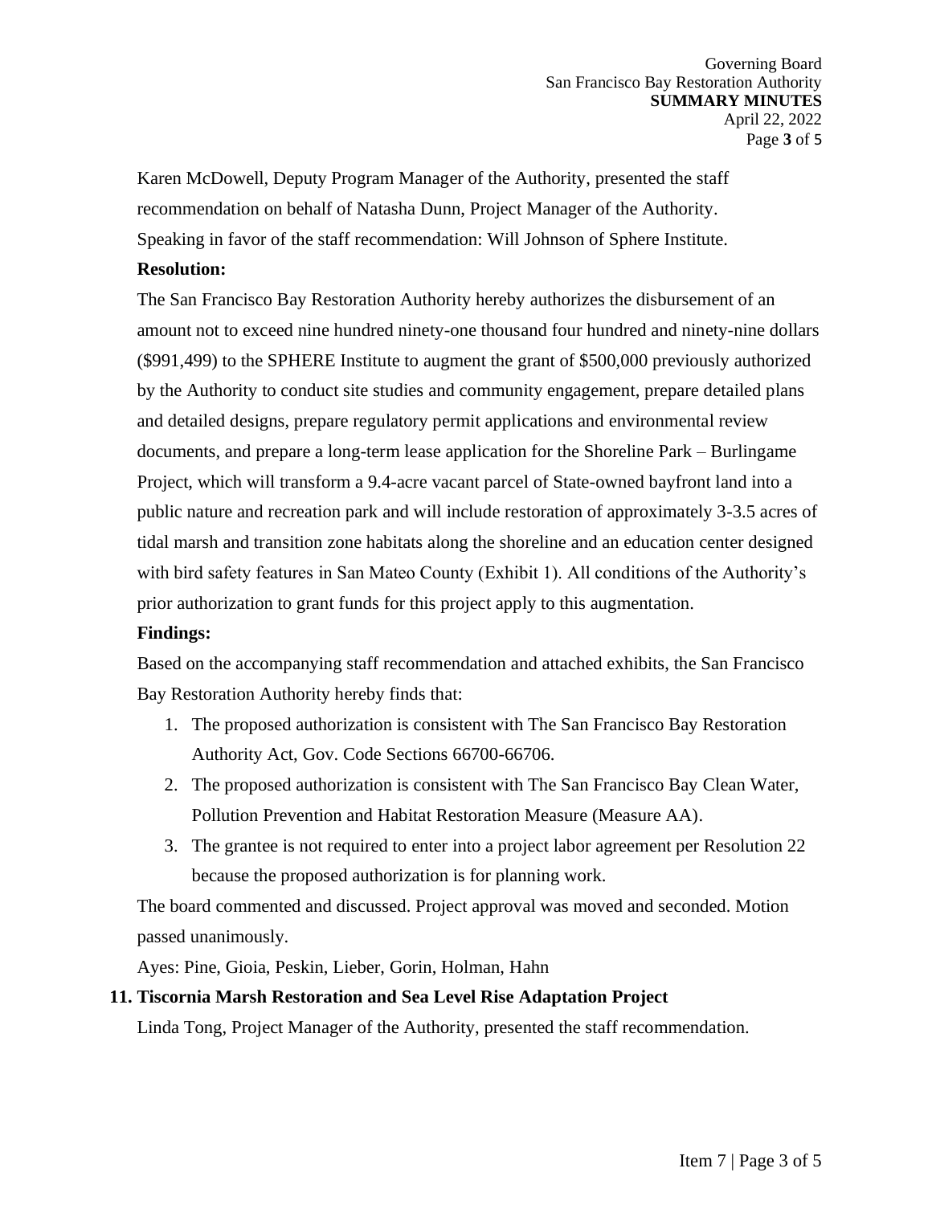Karen McDowell, Deputy Program Manager of the Authority, presented the staff recommendation on behalf of Natasha Dunn, Project Manager of the Authority.

Speaking in favor of the staff recommendation: Will Johnson of Sphere Institute.

**Resolution:**

The San Francisco Bay Restoration Authority hereby authorizes the disbursement of an amount not to exceed nine hundred ninety-one thousand four hundred and ninety-nine dollars ($991,499) to the SPHERE Institute to augment the grant of $500,000 previously authorized by the Authority to conduct site studies and community engagement, prepare detailed plans and detailed designs, prepare regulatory permit applications and environmental review documents, and prepare a long-term lease application for the Shoreline Park – Burlingame Project, which will transform a 9.4-acre vacant parcel of State-owned bayfront land into a public nature and recreation park and will include restoration of approximately 3-3.5 acres of tidal marsh and transition zone habitats along the shoreline and an education center designed with bird safety features in San Mateo County (Exhibit 1). All conditions of the Authority's prior authorization to grant funds for this project apply to this augmentation.

**Findings:**

Based on the accompanying staff recommendation and attached exhibits, the San Francisco Bay Restoration Authority hereby finds that:

1. The proposed authorization is consistent with The San Francisco Bay Restoration Authority Act, Gov. Code Sections 66700-66706.
2. The proposed authorization is consistent with The San Francisco Bay Clean Water, Pollution Prevention and Habitat Restoration Measure (Measure AA).
3. The grantee is not required to enter into a project labor agreement per Resolution 22 because the proposed authorization is for planning work.

The board commented and discussed. Project approval was moved and seconded. Motion passed unanimously.

Ayes: Pine, Gioia, Peskin, Lieber, Gorin, Holman, Hahn

**11. Tiscornia Marsh Restoration and Sea Level Rise Adaptation Project**

Linda Tong, Project Manager of the Authority, presented the staff recommendation.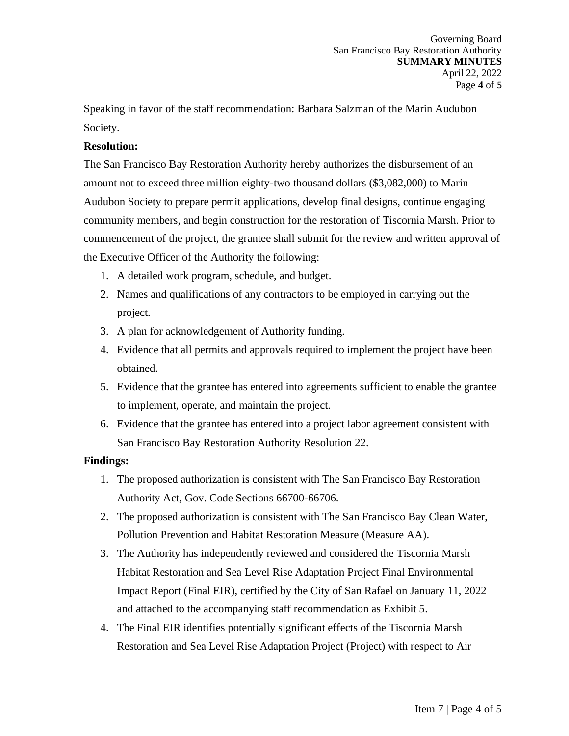Speaking in favor of the staff recommendation: Barbara Salzman of the Marin Audubon Society.

**Resolution:**

The San Francisco Bay Restoration Authority hereby authorizes the disbursement of an amount not to exceed three million eighty-two thousand dollars ($3,082,000) to Marin Audubon Society to prepare permit applications, develop final designs, continue engaging community members, and begin construction for the restoration of Tiscornia Marsh. Prior to commencement of the project, the grantee shall submit for the review and written approval of the Executive Officer of the Authority the following:

1. A detailed work program, schedule, and budget.
2. Names and qualifications of any contractors to be employed in carrying out the project.
3. A plan for acknowledgement of Authority funding.
4. Evidence that all permits and approvals required to implement the project have been obtained.
5. Evidence that the grantee has entered into agreements sufficient to enable the grantee to implement, operate, and maintain the project.
6. Evidence that the grantee has entered into a project labor agreement consistent with San Francisco Bay Restoration Authority Resolution 22.

**Findings:**

1. The proposed authorization is consistent with The San Francisco Bay Restoration Authority Act, Gov. Code Sections 66700-66706.
2. The proposed authorization is consistent with The San Francisco Bay Clean Water, Pollution Prevention and Habitat Restoration Measure (Measure AA).
3. The Authority has independently reviewed and considered the Tiscornia Marsh Habitat Restoration and Sea Level Rise Adaptation Project Final Environmental Impact Report (Final EIR), certified by the City of San Rafael on January 11, 2022 and attached to the accompanying staff recommendation as Exhibit 5.
4. The Final EIR identifies potentially significant effects of the Tiscornia Marsh Restoration and Sea Level Rise Adaptation Project (Project) with respect to Air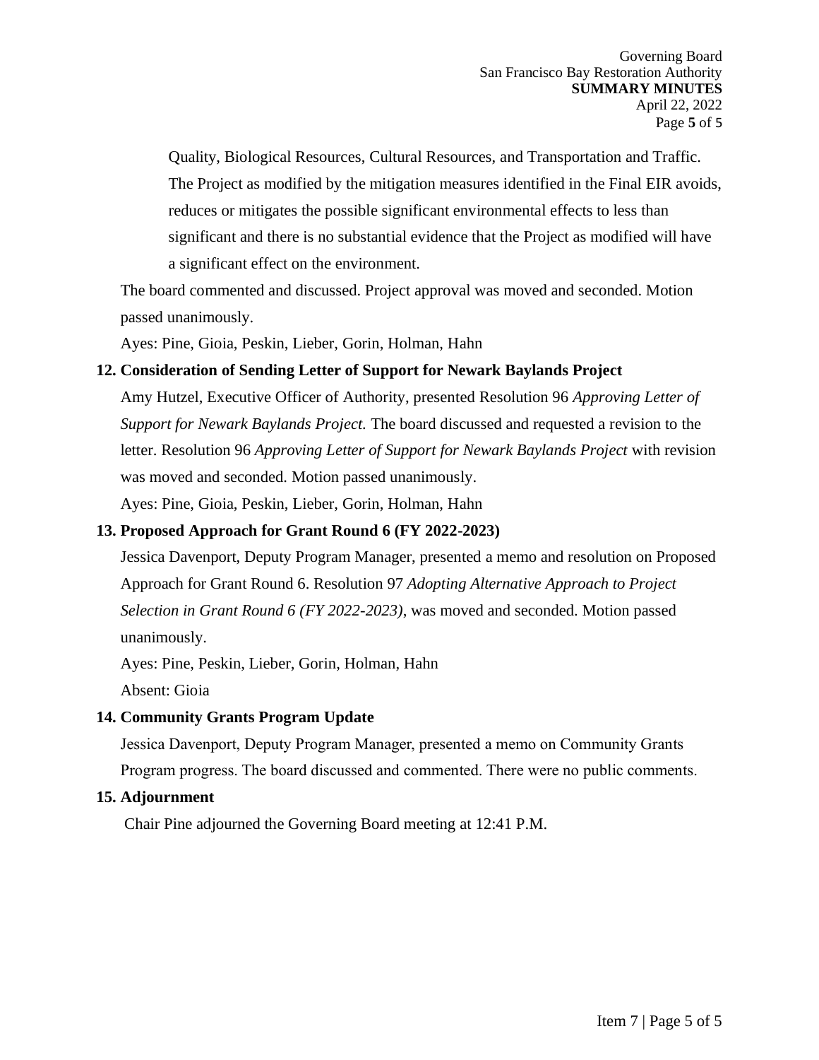Quality, Biological Resources, Cultural Resources, and Transportation and Traffic. The Project as modified by the mitigation measures identified in the Final EIR avoids, reduces or mitigates the possible significant environmental effects to less than significant and there is no substantial evidence that the Project as modified will have a significant effect on the environment.

The board commented and discussed. Project approval was moved and seconded. Motion passed unanimously.

Ayes: Pine, Gioia, Peskin, Lieber, Gorin, Holman, Hahn

**12. Consideration of Sending Letter of Support for Newark Baylands Project**

Amy Hutzel, Executive Officer of Authority, presented Resolution 96 *Approving Letter of Support for Newark Baylands Project.* The board discussed and requested a revision to the letter. Resolution 96 *Approving Letter of Support for Newark Baylands Project* with revision was moved and seconded. Motion passed unanimously.

Ayes: Pine, Gioia, Peskin, Lieber, Gorin, Holman, Hahn

**13. Proposed Approach for Grant Round 6 (FY 2022-2023)**

Jessica Davenport, Deputy Program Manager, presented a memo and resolution on Proposed Approach for Grant Round 6. Resolution 97 *Adopting Alternative Approach to Project Selection in Grant Round 6 (FY 2022-2023)*, was moved and seconded. Motion passed unanimously.

Ayes: Pine, Peskin, Lieber, Gorin, Holman, Hahn

Absent: Gioia

**14. Community Grants Program Update**

Jessica Davenport, Deputy Program Manager, presented a memo on Community Grants Program progress. The board discussed and commented. There were no public comments.

**15. Adjournment**

Chair Pine adjourned the Governing Board meeting at 12:41 P.M.